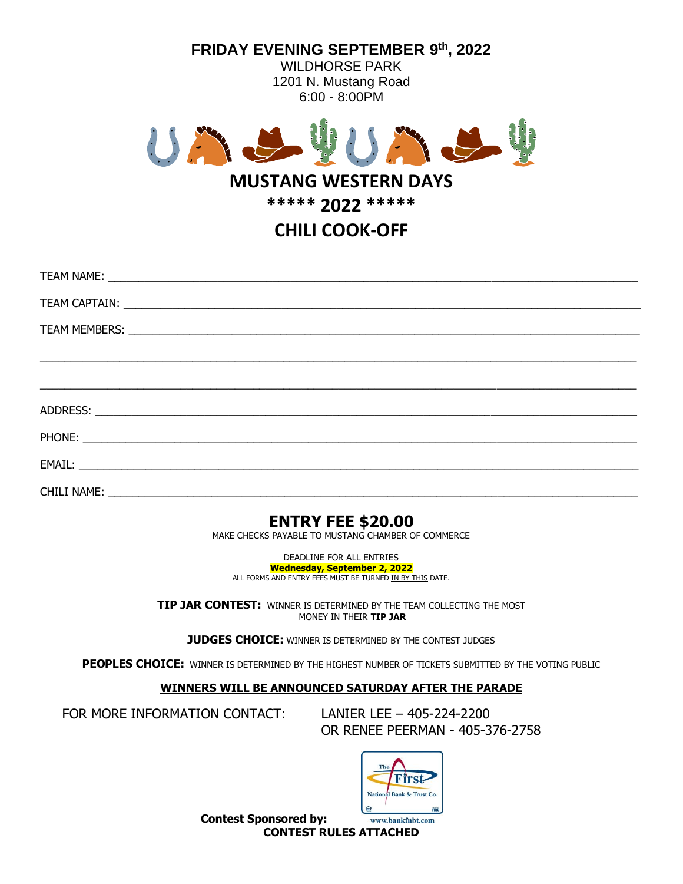**FRIDAY EVENING SEPTEMBER 9th, 2022**

WILDHORSE PARK
1201 N. Mustang Road
6:00 - 8:00PM

# MUSTANG WESTERN DAYS

## ***** 2022 *****

## CHILI COOK-OFF

TEAM NAME: ______________________________________________

TEAM CAPTAIN: ______________________________________________

TEAM MEMBERS: ______________________________________________

______________________________________________

______________________________________________

ADDRESS: ______________________________________________

PHONE: ______________________________________________

EMAIL: ______________________________________________

CHILI NAME: ______________________________________________

## ENTRY FEE $20.00

MAKE CHECKS PAYABLE TO MUSTANG CHAMBER OF COMMERCE

DEADLINE FOR ALL ENTRIES
**Wednesday, September 2, 2022**
ALL FORMS AND ENTRY FEES MUST BE TURNED IN BY THIS DATE.

**TIP JAR CONTEST:** WINNER IS DETERMINED BY THE TEAM COLLECTING THE MOST MONEY IN THEIR **TIP JAR**

**JUDGES CHOICE:** WINNER IS DETERMINED BY THE CONTEST JUDGES

**PEOPLES CHOICE:** WINNER IS DETERMINED BY THE HIGHEST NUMBER OF TICKETS SUBMITTED BY THE VOTING PUBLIC

**WINNERS WILL BE ANNOUNCED SATURDAY AFTER THE PARADE**

FOR MORE INFORMATION CONTACT: LANIER LEE – 405-224-2200
OR RENEE PEERMAN - 405-376-2758

**Contest Sponsored by:** The First National Bank & Trust Co. www.bankfnbt.com

**CONTEST RULES ATTACHED**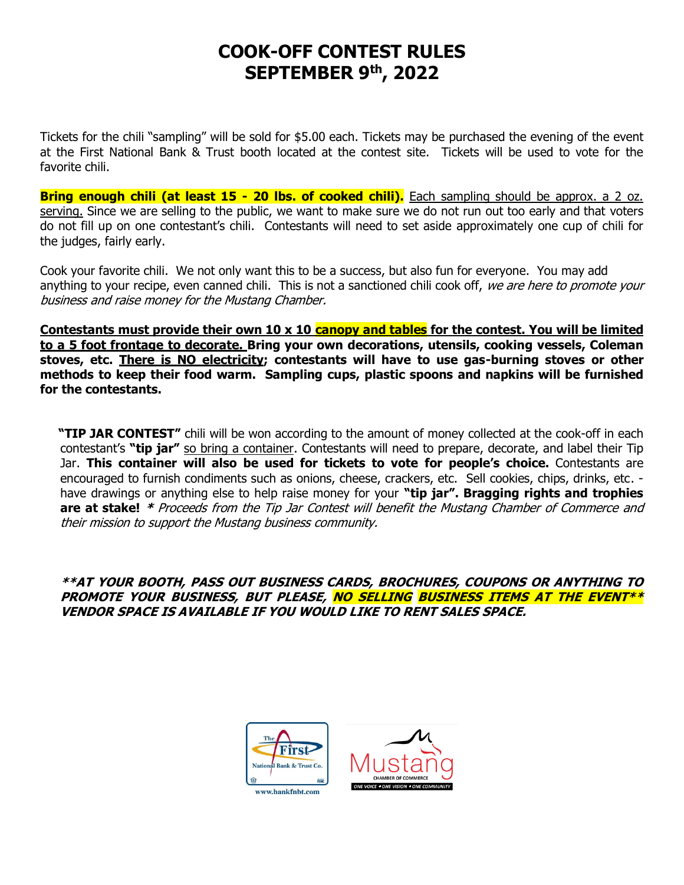# COOK-OFF CONTEST RULES
# SEPTEMBER 9th, 2022

Tickets for the chili "sampling" will be sold for $5.00 each. Tickets may be purchased the evening of the event at the First National Bank & Trust booth located at the contest site. Tickets will be used to vote for the favorite chili.

**Bring enough chili (at least 15 - 20 lbs. of cooked chili).** Each sampling should be approx. a 2 oz. serving. Since we are selling to the public, we want to make sure we do not run out too early and that voters do not fill up on one contestant's chili. Contestants will need to set aside approximately one cup of chili for the judges, fairly early.

Cook your favorite chili. We not only want this to be a success, but also fun for everyone. You may add anything to your recipe, even canned chili. This is not a sanctioned chili cook off, *we are here to promote your business and raise money for the Mustang Chamber.*

**Contestants must provide their own 10 x 10 canopy and tables for the contest. You will be limited to a 5 foot frontage to decorate. Bring your own decorations, utensils, cooking vessels, Coleman stoves, etc. There is NO electricity; contestants will have to use gas-burning stoves or other methods to keep their food warm. Sampling cups, plastic spoons and napkins will be furnished for the contestants.**

**"TIP JAR CONTEST"** chili will be won according to the amount of money collected at the cook-off in each contestant's **"tip jar"** so bring a container. Contestants will need to prepare, decorate, and label their Tip Jar. **This container will also be used for tickets to vote for people's choice.** Contestants are encouraged to furnish condiments such as onions, cheese, crackers, etc. Sell cookies, chips, drinks, etc. - have drawings or anything else to help raise money for your **"tip jar". Bragging rights and trophies are at stake!** *** *Proceeds from the Tip Jar Contest will benefit the Mustang Chamber of Commerce and their mission to support the Mustang business community.*

***\*\*AT YOUR BOOTH, PASS OUT BUSINESS CARDS, BROCHURES, COUPONS OR ANYTHING TO PROMOTE YOUR BUSINESS, BUT PLEASE, NO SELLING BUSINESS ITEMS AT THE EVENT\*\* VENDOR SPACE IS AVAILABLE IF YOU WOULD LIKE TO RENT SALES SPACE.***

The First National Bank & Trust Co.
www.bankfnbt.com

Mustang CHAMBER OF COMMERCE
ONE VOICE • ONE VISION • ONE COMMUNITY